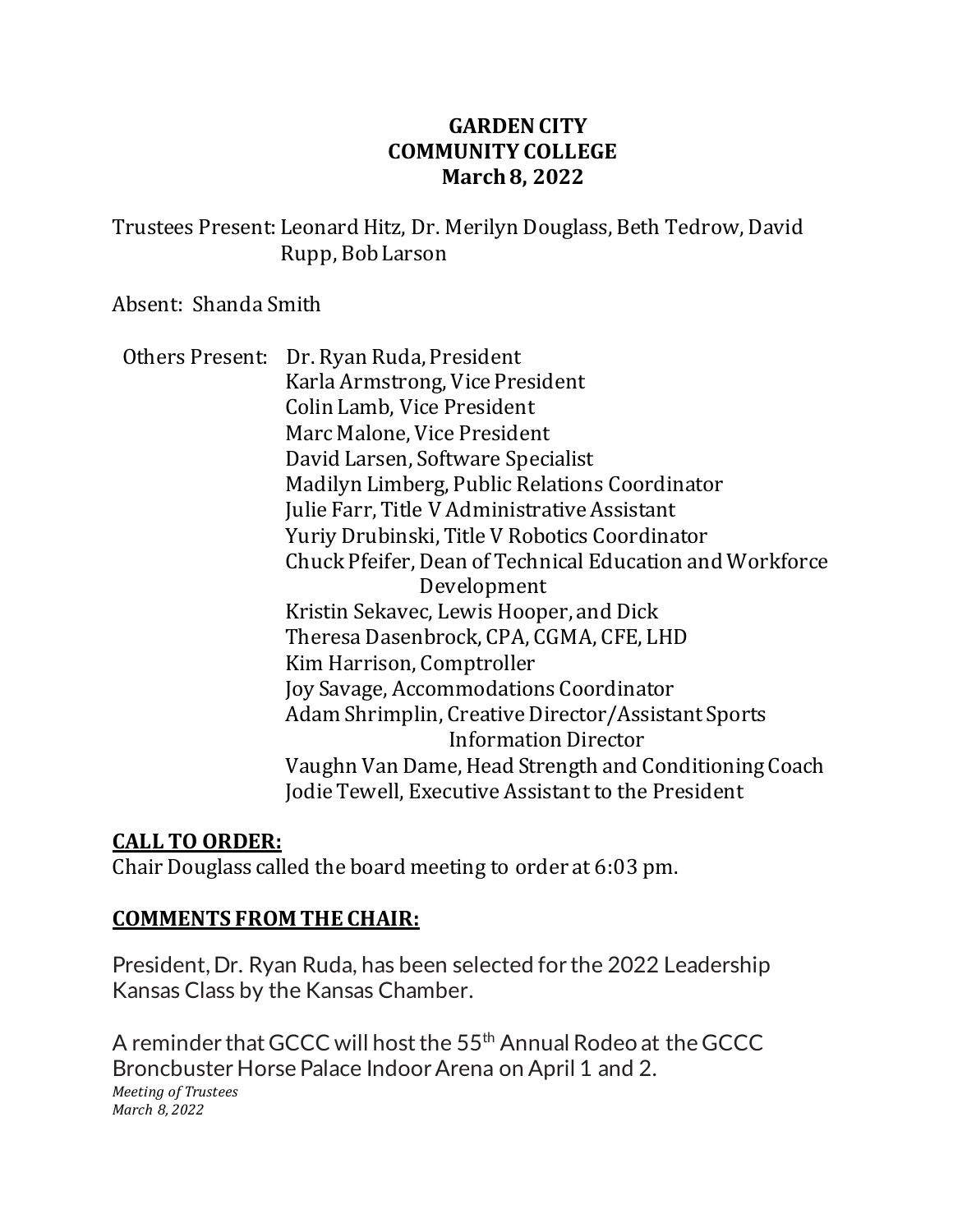# GARDEN CITY COMMUNITY COLLEGE
## March 8, 2022

Trustees Present: Leonard Hitz, Dr. Merilyn Douglass, Beth Tedrow, David Rupp, Bob Larson

Absent: Shanda Smith

Others Present:
- Dr. Ryan Ruda, President
- Karla Armstrong, Vice President
- Colin Lamb, Vice President
- Marc Malone, Vice President
- David Larsen, Software Specialist
- Madilyn Limberg, Public Relations Coordinator
- Julie Farr, Title V Administrative Assistant
- Yuriy Drubinski, Title V Robotics Coordinator
- Chuck Pfeifer, Dean of Technical Education and Workforce Development
- Kristin Sekavec, Lewis Hooper, and Dick
- Theresa Dasenbrock, CPA, CGMA, CFE, LHD
- Kim Harrison, Comptroller
- Joy Savage, Accommodations Coordinator
- Adam Shrimplin, Creative Director/Assistant Sports Information Director
- Vaughn Van Dame, Head Strength and Conditioning Coach
- Jodie Tewell, Executive Assistant to the President

**CALL TO ORDER:**

Chair Douglass called the board meeting to order at 6:03 pm.

**COMMENTS FROM THE CHAIR:**

President, Dr. Ryan Ruda, has been selected for the 2022 Leadership Kansas Class by the Kansas Chamber.

A reminder that GCCC will host the 55th Annual Rodeo at the GCCC Broncbuster Horse Palace Indoor Arena on April 1 and 2.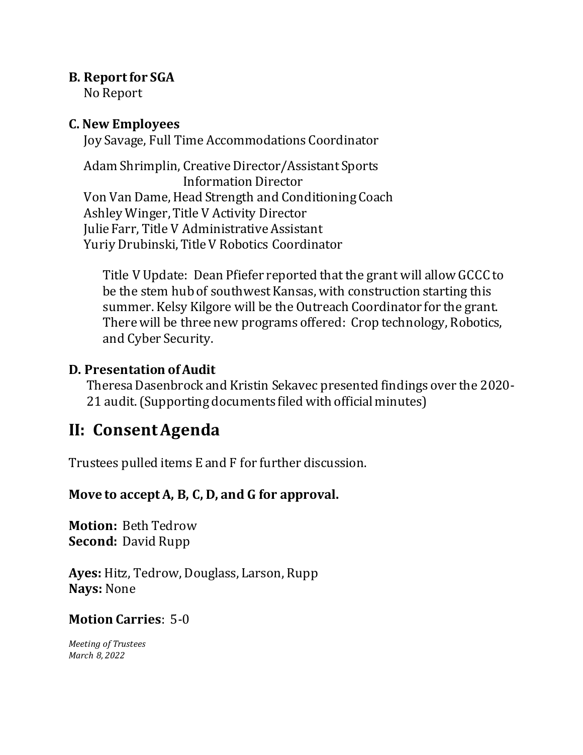**B. Report for SGA**

No Report

**C. New Employees**

Joy Savage, Full Time Accommodations Coordinator

Adam Shrimplin, Creative Director/Assistant Sports Information Director
Von Van Dame, Head Strength and Conditioning Coach
Ashley Winger, Title V Activity Director
Julie Farr, Title V Administrative Assistant
Yuriy Drubinski, Title V Robotics Coordinator

> Title V Update: Dean Pfiefer reported that the grant will allow GCCC to be the stem hub of southwest Kansas, with construction starting this summer. Kelsy Kilgore will be the Outreach Coordinator for the grant. There will be three new programs offered: Crop technology, Robotics, and Cyber Security.

**D. Presentation of Audit**

Theresa Dasenbrock and Kristin Sekavec presented findings over the 2020-21 audit. (Supporting documents filed with official minutes)

# II: Consent Agenda

Trustees pulled items E and F for further discussion.

**Move to accept A, B, C, D, and G for approval.**

**Motion:** Beth Tedrow
**Second:** David Rupp

**Ayes:** Hitz, Tedrow, Douglass, Larson, Rupp
**Nays:** None

**Motion Carries**: 5-0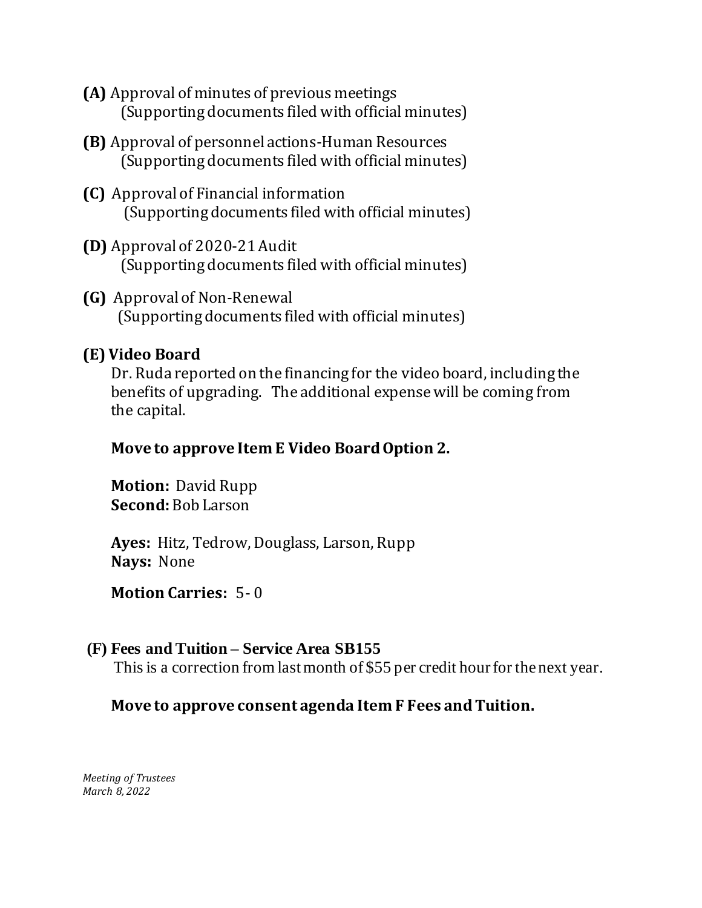**(A)** Approval of minutes of previous meetings
(Supporting documents filed with official minutes)

**(B)** Approval of personnel actions-Human Resources
(Supporting documents filed with official minutes)

**(C)** Approval of Financial information
(Supporting documents filed with official minutes)

**(D)** Approval of 2020-21 Audit
(Supporting documents filed with official minutes)

**(G)** Approval of Non-Renewal
(Supporting documents filed with official minutes)

**(E) Video Board**

Dr. Ruda reported on the financing for the video board, including the benefits of upgrading. The additional expense will be coming from the capital.

**Move to approve Item E Video Board Option 2.**

**Motion:** David Rupp
**Second:** Bob Larson

**Ayes:** Hitz, Tedrow, Douglass, Larson, Rupp
**Nays:** None

**Motion Carries:** 5- 0

**(F) Fees and Tuition – Service Area SB155**

This is a correction from last month of $55 per credit hour for the next year.

**Move to approve consent agenda Item F Fees and Tuition.**

*Meeting of Trustees*
*March 8, 2022*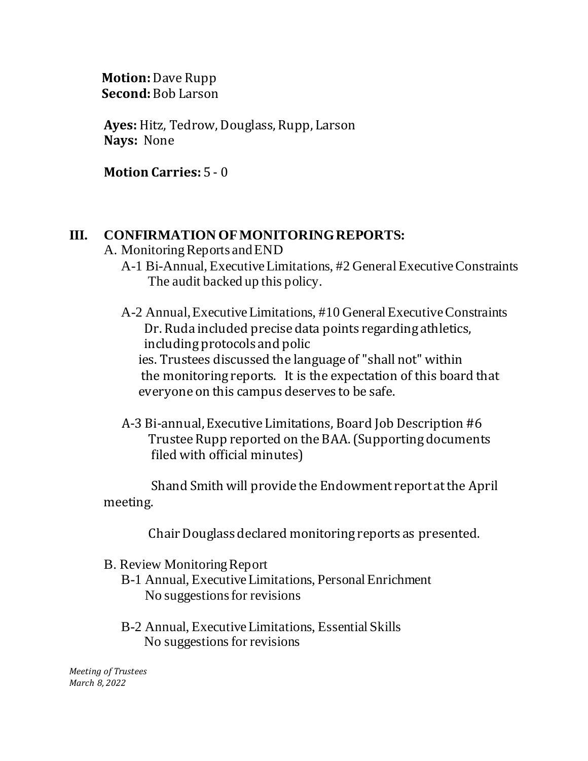**Motion:** Dave Rupp
**Second:** Bob Larson

**Ayes:** Hitz, Tedrow, Douglass, Rupp, Larson
**Nays:** None

**Motion Carries:** 5 - 0

## III. CONFIRMATION OF MONITORING REPORTS:

A. Monitoring Reports and END

A-1 Bi-Annual, Executive Limitations, #2 General Executive Constraints
The audit backed up this policy.

A-2 Annual, Executive Limitations, #10 General Executive Constraints
Dr. Ruda included precise data points regarding athletics, including protocols and policies. Trustees discussed the language of "shall not" within the monitoring reports. It is the expectation of this board that everyone on this campus deserves to be safe.

A-3 Bi-annual, Executive Limitations, Board Job Description #6
Trustee Rupp reported on the BAA. (Supporting documents filed with official minutes)

Shand Smith will provide the Endowment report at the April meeting.

Chair Douglass declared monitoring reports as presented.

B. Review Monitoring Report

B-1 Annual, Executive Limitations, Personal Enrichment
No suggestions for revisions

B-2 Annual, Executive Limitations, Essential Skills
No suggestions for revisions

*Meeting of Trustees*
*March 8, 2022*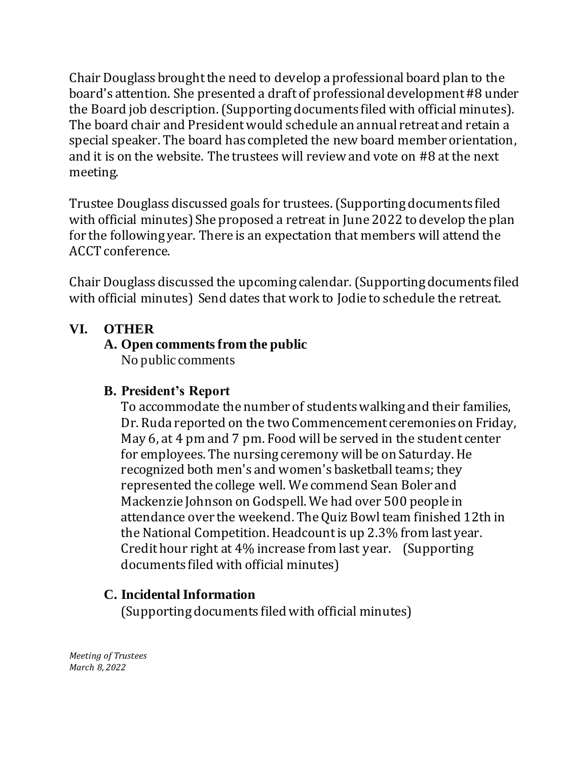Chair Douglass brought the need to develop a professional board plan to the board's attention. She presented a draft of professional development #8 under the Board job description. (Supporting documents filed with official minutes). The board chair and President would schedule an annual retreat and retain a special speaker. The board has completed the new board member orientation, and it is on the website. The trustees will review and vote on #8 at the next meeting.

Trustee Douglass discussed goals for trustees. (Supporting documents filed with official minutes) She proposed a retreat in June 2022 to develop the plan for the following year. There is an expectation that members will attend the ACCT conference.

Chair Douglass discussed the upcoming calendar. (Supporting documents filed with official minutes) Send dates that work to Jodie to schedule the retreat.

## VI. OTHER

### A. Open comments from the public

No public comments

### B. President's Report

To accommodate the number of students walking and their families, Dr. Ruda reported on the two Commencement ceremonies on Friday, May 6, at 4 pm and 7 pm. Food will be served in the student center for employees. The nursing ceremony will be on Saturday. He recognized both men's and women's basketball teams; they represented the college well. We commend Sean Boler and Mackenzie Johnson on Godspell. We had over 500 people in attendance over the weekend. The Quiz Bowl team finished 12th in the National Competition. Headcount is up 2.3% from last year. Credit hour right at 4% increase from last year. (Supporting documents filed with official minutes)

### C. Incidental Information

(Supporting documents filed with official minutes)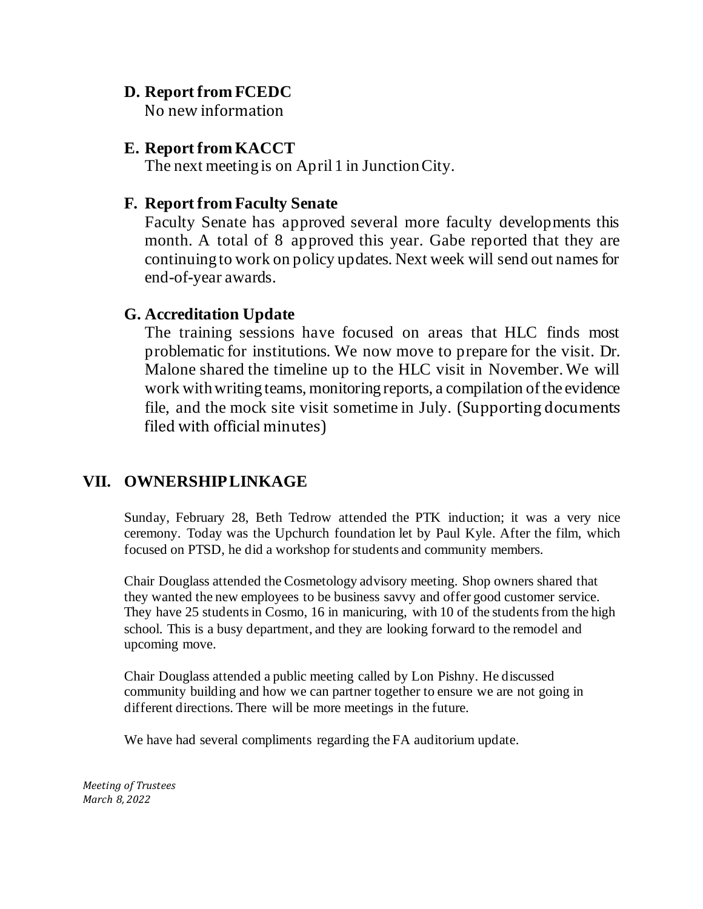### D. Report from FCEDC

No new information

### E. Report from KACCT

The next meeting is on April 1 in Junction City.

### F. Report from Faculty Senate

Faculty Senate has approved several more faculty developments this month. A total of 8 approved this year. Gabe reported that they are continuing to work on policy updates. Next week will send out names for end-of-year awards.

### G. Accreditation Update

The training sessions have focused on areas that HLC finds most problematic for institutions. We now move to prepare for the visit. Dr. Malone shared the timeline up to the HLC visit in November. We will work with writing teams, monitoring reports, a compilation of the evidence file, and the mock site visit sometime in July. (Supporting documents filed with official minutes)

## VII. OWNERSHIP LINKAGE

Sunday, February 28, Beth Tedrow attended the PTK induction; it was a very nice ceremony. Today was the Upchurch foundation let by Paul Kyle. After the film, which focused on PTSD, he did a workshop for students and community members.

Chair Douglass attended the Cosmetology advisory meeting. Shop owners shared that they wanted the new employees to be business savvy and offer good customer service. They have 25 students in Cosmo, 16 in manicuring, with 10 of the students from the high school. This is a busy department, and they are looking forward to the remodel and upcoming move.

Chair Douglass attended a public meeting called by Lon Pishny. He discussed community building and how we can partner together to ensure we are not going in different directions. There will be more meetings in the future.

We have had several compliments regarding the FA auditorium update.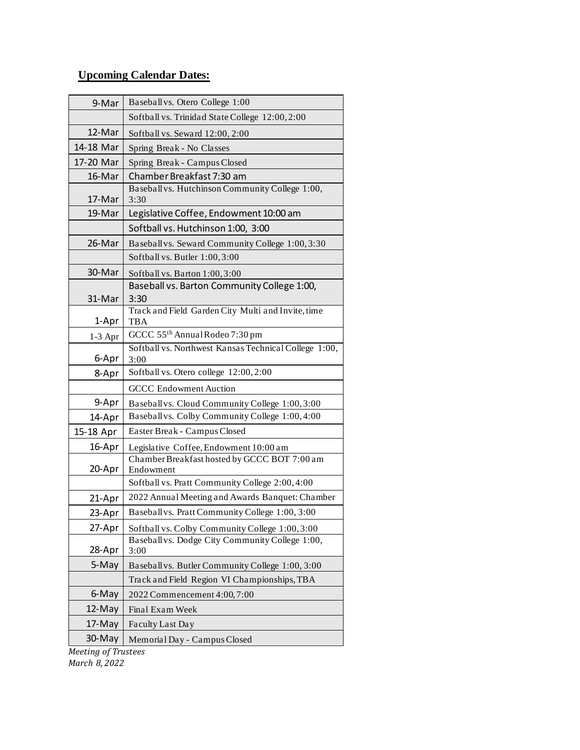**Upcoming Calendar Dates:**

| | |
|---|---|
| 9-Mar | Baseball vs. Otero College 1:00 |
| | Softball vs. Trinidad State College 12:00, 2:00 |
| 12-Mar | Softball vs. Seward 12:00, 2:00 |
| 14-18 Mar | Spring Break - No Classes |
| 17-20 Mar | Spring Break - Campus Closed |
| 16-Mar | Chamber Breakfast 7:30 am |
| 17-Mar | Baseball vs. Hutchinson Community College 1:00, 3:30 |
| 19-Mar | Legislative Coffee, Endowment 10:00 am |
| | Softball vs. Hutchinson 1:00, 3:00 |
| 26-Mar | Baseball vs. Seward Community College 1:00, 3:30 |
| | Softball vs. Butler 1:00, 3:00 |
| 30-Mar | Softball vs. Barton 1:00, 3:00 |
| 31-Mar | Baseball vs. Barton Community College 1:00, 3:30 |
| 1-Apr | Track and Field Garden City Multi and Invite, time TBA |
| 1-3 Apr | GCCC 55th Annual Rodeo 7:30 pm |
| 6-Apr | Softball vs. Northwest Kansas Technical College 1:00, 3:00 |
| 8-Apr | Softball vs. Otero college 12:00, 2:00 |
| | GCCC Endowment Auction |
| 9-Apr | Baseball vs. Cloud Community College 1:00, 3:00 |
| 14-Apr | Baseball vs. Colby Community College 1:00, 4:00 |
| 15-18 Apr | Easter Break - Campus Closed |
| 16-Apr | Legislative Coffee, Endowment 10:00 am |
| 20-Apr | Chamber Breakfast hosted by GCCC BOT 7:00 am Endowment |
| | Softball vs. Pratt Community College 2:00, 4:00 |
| 21-Apr | 2022 Annual Meeting and Awards Banquet: Chamber |
| 23-Apr | Baseball vs. Pratt Community College 1:00, 3:00 |
| 27-Apr | Softball vs. Colby Community College 1:00, 3:00 |
| 28-Apr | Baseball vs. Dodge City Community College 1:00, 3:00 |
| 5-May | Baseball vs. Butler Community College 1:00, 3:00 |
| | Track and Field Region VI Championships, TBA |
| 6-May | 2022 Commencement 4:00, 7:00 |
| 12-May | Final Exam Week |
| 17-May | Faculty Last Day |
| 30-May | Memorial Day - Campus Closed |

*Meeting of Trustees*
*March 8, 2022*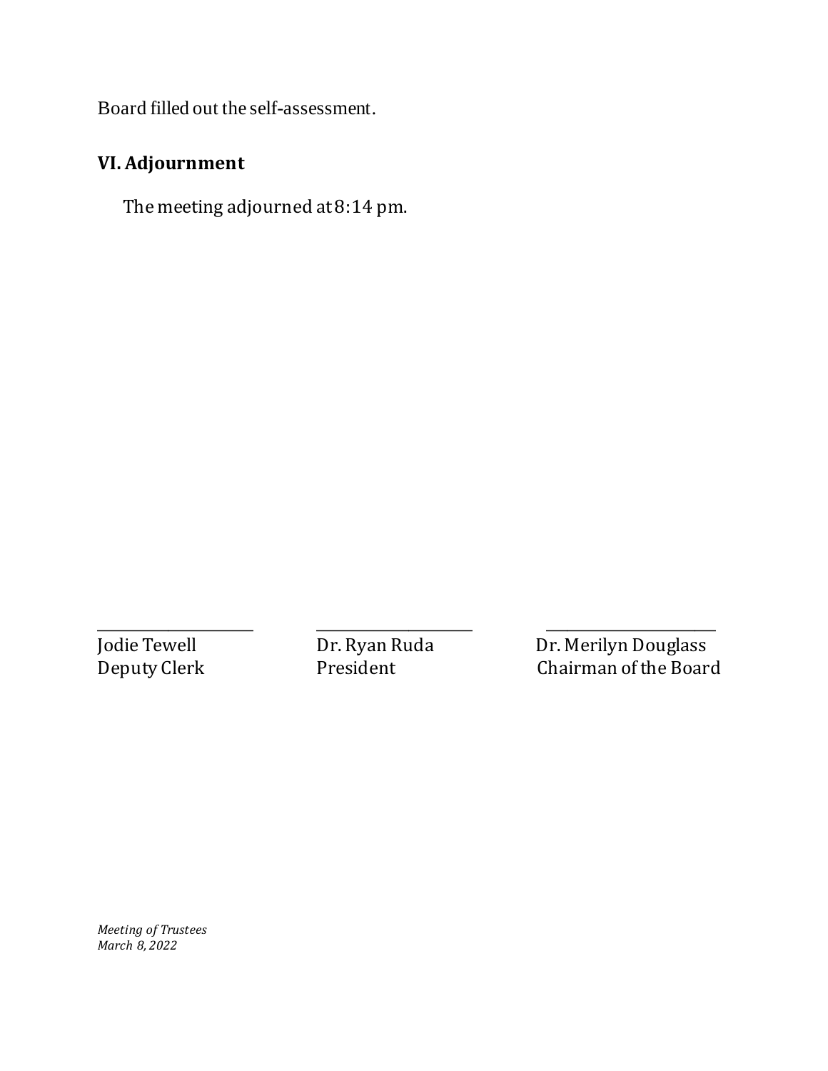Board filled out the self-assessment.

## VI. Adjournment

The meeting adjourned at 8:14 pm.

| | | |
|---|---|---|
| \_\_\_\_\_\_\_\_\_\_\_\_\_\_\_\_\_\_\_\_ | \_\_\_\_\_\_\_\_\_\_\_\_\_\_\_\_\_\_\_\_ | \_\_\_\_\_\_\_\_\_\_\_\_\_\_\_\_\_\_\_\_ |
| Jodie Tewell | Dr. Ryan Ruda | Dr. Merilyn Douglass |
| Deputy Clerk | President | Chairman of the Board |

*Meeting of Trustees*
*March 8, 2022*